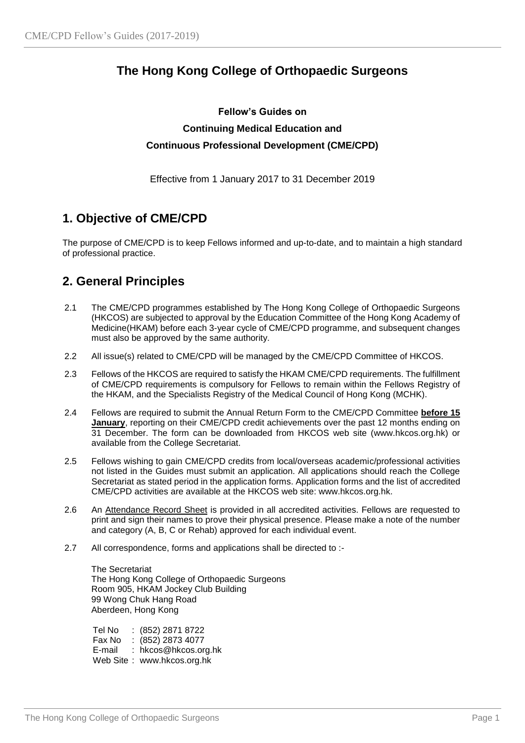# The Hong Kong College of Orthopaedic Surgeons

**Fellow's Guides on**

**Continuing Medical Education and**

**Continuous Professional Development (CME/CPD)**

Effective from 1 January 2017 to 31 December 2019

## 1. Objective of CME/CPD

The purpose of CME/CPD is to keep Fellows informed and up-to-date, and to maintain a high standard of professional practice.

## 2. General Principles

2.1 The CME/CPD programmes established by The Hong Kong College of Orthopaedic Surgeons (HKCOS) are subjected to approval by the Education Committee of the Hong Kong Academy of Medicine(HKAM) before each 3-year cycle of CME/CPD programme, and subsequent changes must also be approved by the same authority.

2.2 All issue(s) related to CME/CPD will be managed by the CME/CPD Committee of HKCOS.

2.3 Fellows of the HKCOS are required to satisfy the HKAM CME/CPD requirements. The fulfillment of CME/CPD requirements is compulsory for Fellows to remain within the Fellows Registry of the HKAM, and the Specialists Registry of the Medical Council of Hong Kong (MCHK).

2.4 Fellows are required to submit the Annual Return Form to the CME/CPD Committee **before 15 January**, reporting on their CME/CPD credit achievements over the past 12 months ending on 31 December. The form can be downloaded from HKCOS web site (www.hkcos.org.hk) or available from the College Secretariat.

2.5 Fellows wishing to gain CME/CPD credits from local/overseas academic/professional activities not listed in the Guides must submit an application. All applications should reach the College Secretariat as stated period in the application forms. Application forms and the list of accredited CME/CPD activities are available at the HKCOS web site: www.hkcos.org.hk.

2.6 An Attendance Record Sheet is provided in all accredited activities. Fellows are requested to print and sign their names to prove their physical presence. Please make a note of the number and category (A, B, C or Rehab) approved for each individual event.

2.7 All correspondence, forms and applications shall be directed to :-

The Secretariat
The Hong Kong College of Orthopaedic Surgeons
Room 905, HKAM Jockey Club Building
99 Wong Chuk Hang Road
Aberdeen, Hong Kong

Tel No : (852) 2871 8722
Fax No : (852) 2873 4077
E-mail : hkcos@hkcos.org.hk
Web Site : www.hkcos.org.hk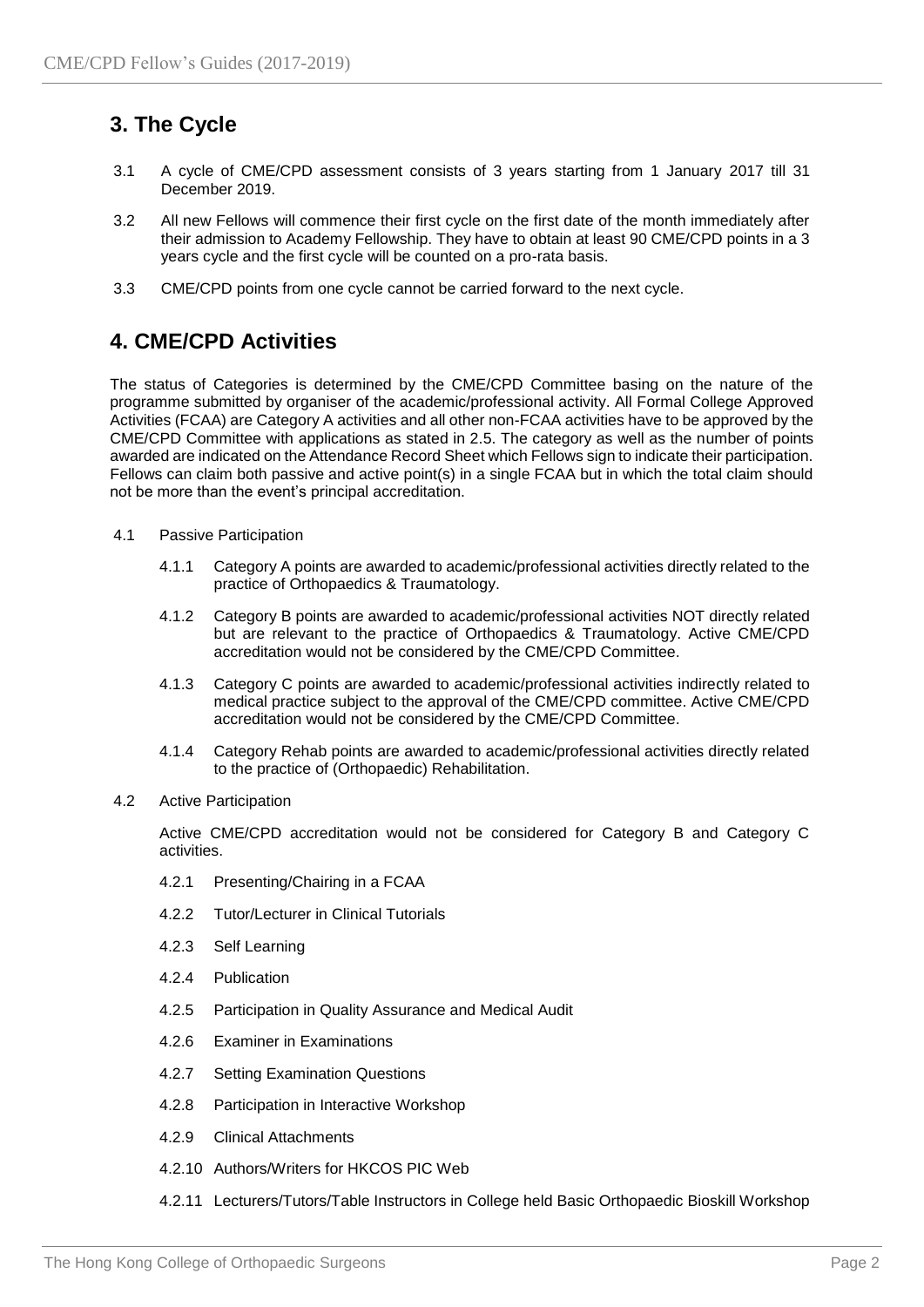## 3. The Cycle

3.1 A cycle of CME/CPD assessment consists of 3 years starting from 1 January 2017 till 31 December 2019.

3.2 All new Fellows will commence their first cycle on the first date of the month immediately after their admission to Academy Fellowship. They have to obtain at least 90 CME/CPD points in a 3 years cycle and the first cycle will be counted on a pro-rata basis.

3.3 CME/CPD points from one cycle cannot be carried forward to the next cycle.

## 4. CME/CPD Activities

The status of Categories is determined by the CME/CPD Committee basing on the nature of the programme submitted by organiser of the academic/professional activity. All Formal College Approved Activities (FCAA) are Category A activities and all other non-FCAA activities have to be approved by the CME/CPD Committee with applications as stated in 2.5. The category as well as the number of points awarded are indicated on the Attendance Record Sheet which Fellows sign to indicate their participation. Fellows can claim both passive and active point(s) in a single FCAA but in which the total claim should not be more than the event's principal accreditation.

4.1 Passive Participation

4.1.1 Category A points are awarded to academic/professional activities directly related to the practice of Orthopaedics & Traumatology.

4.1.2 Category B points are awarded to academic/professional activities NOT directly related but are relevant to the practice of Orthopaedics & Traumatology. Active CME/CPD accreditation would not be considered by the CME/CPD Committee.

4.1.3 Category C points are awarded to academic/professional activities indirectly related to medical practice subject to the approval of the CME/CPD committee. Active CME/CPD accreditation would not be considered by the CME/CPD Committee.

4.1.4 Category Rehab points are awarded to academic/professional activities directly related to the practice of (Orthopaedic) Rehabilitation.

4.2 Active Participation

Active CME/CPD accreditation would not be considered for Category B and Category C activities.

4.2.1 Presenting/Chairing in a FCAA

4.2.2 Tutor/Lecturer in Clinical Tutorials

4.2.3 Self Learning

4.2.4 Publication

4.2.5 Participation in Quality Assurance and Medical Audit

4.2.6 Examiner in Examinations

4.2.7 Setting Examination Questions

4.2.8 Participation in Interactive Workshop

4.2.9 Clinical Attachments

4.2.10 Authors/Writers for HKCOS PIC Web

4.2.11 Lecturers/Tutors/Table Instructors in College held Basic Orthopaedic Bioskill Workshop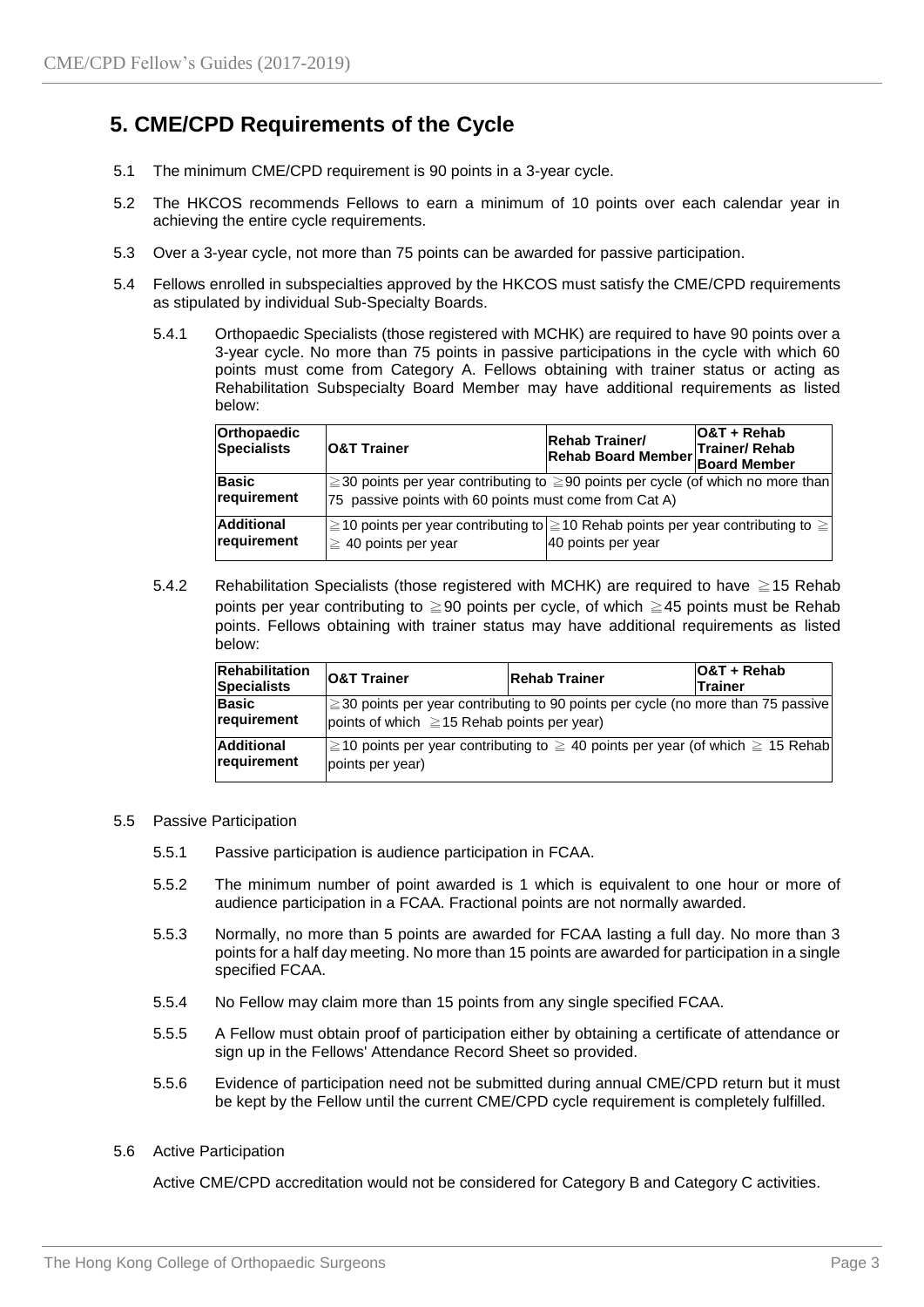## 5. CME/CPD Requirements of the Cycle

5.1 The minimum CME/CPD requirement is 90 points in a 3-year cycle.

5.2 The HKCOS recommends Fellows to earn a minimum of 10 points over each calendar year in achieving the entire cycle requirements.

5.3 Over a 3-year cycle, not more than 75 points can be awarded for passive participation.

5.4 Fellows enrolled in subspecialties approved by the HKCOS must satisfy the CME/CPD requirements as stipulated by individual Sub-Specialty Boards.

5.4.1 Orthopaedic Specialists (those registered with MCHK) are required to have 90 points over a 3-year cycle. No more than 75 points in passive participations in the cycle with which 60 points must come from Category A. Fellows obtaining with trainer status or acting as Rehabilitation Subspecialty Board Member may have additional requirements as listed below:

| Orthopaedic Specialists | O&T Trainer | Rehab Trainer/ Rehab Board Member | O&T + Rehab Trainer/ Rehab Board Member |
|---|---|---|---|
| Basic requirement | ≧30 points per year contributing to ≧90 points per cycle (of which no more than 75 passive points with 60 points must come from Cat A) | | |
| Additional requirement | ≧10 points per year contributing to ≧ 40 points per year | ≧10 Rehab points per year contributing to ≧ 40 points per year | |

5.4.2 Rehabilitation Specialists (those registered with MCHK) are required to have ≧15 Rehab points per year contributing to ≧90 points per cycle, of which ≧45 points must be Rehab points. Fellows obtaining with trainer status may have additional requirements as listed below:

| Rehabilitation Specialists | O&T Trainer | Rehab Trainer | O&T + Rehab Trainer |
|---|---|---|---|
| Basic requirement | ≧30 points per year contributing to 90 points per cycle (no more than 75 passive points of which ≧15 Rehab points per year) | | |
| Additional requirement | ≧10 points per year contributing to ≧ 40 points per year (of which ≧ 15 Rehab points per year) | | |

5.5 Passive Participation

5.5.1 Passive participation is audience participation in FCAA.

5.5.2 The minimum number of point awarded is 1 which is equivalent to one hour or more of audience participation in a FCAA. Fractional points are not normally awarded.

5.5.3 Normally, no more than 5 points are awarded for FCAA lasting a full day. No more than 3 points for a half day meeting. No more than 15 points are awarded for participation in a single specified FCAA.

5.5.4 No Fellow may claim more than 15 points from any single specified FCAA.

5.5.5 A Fellow must obtain proof of participation either by obtaining a certificate of attendance or sign up in the Fellows' Attendance Record Sheet so provided.

5.5.6 Evidence of participation need not be submitted during annual CME/CPD return but it must be kept by the Fellow until the current CME/CPD cycle requirement is completely fulfilled.

5.6 Active Participation

Active CME/CPD accreditation would not be considered for Category B and Category C activities.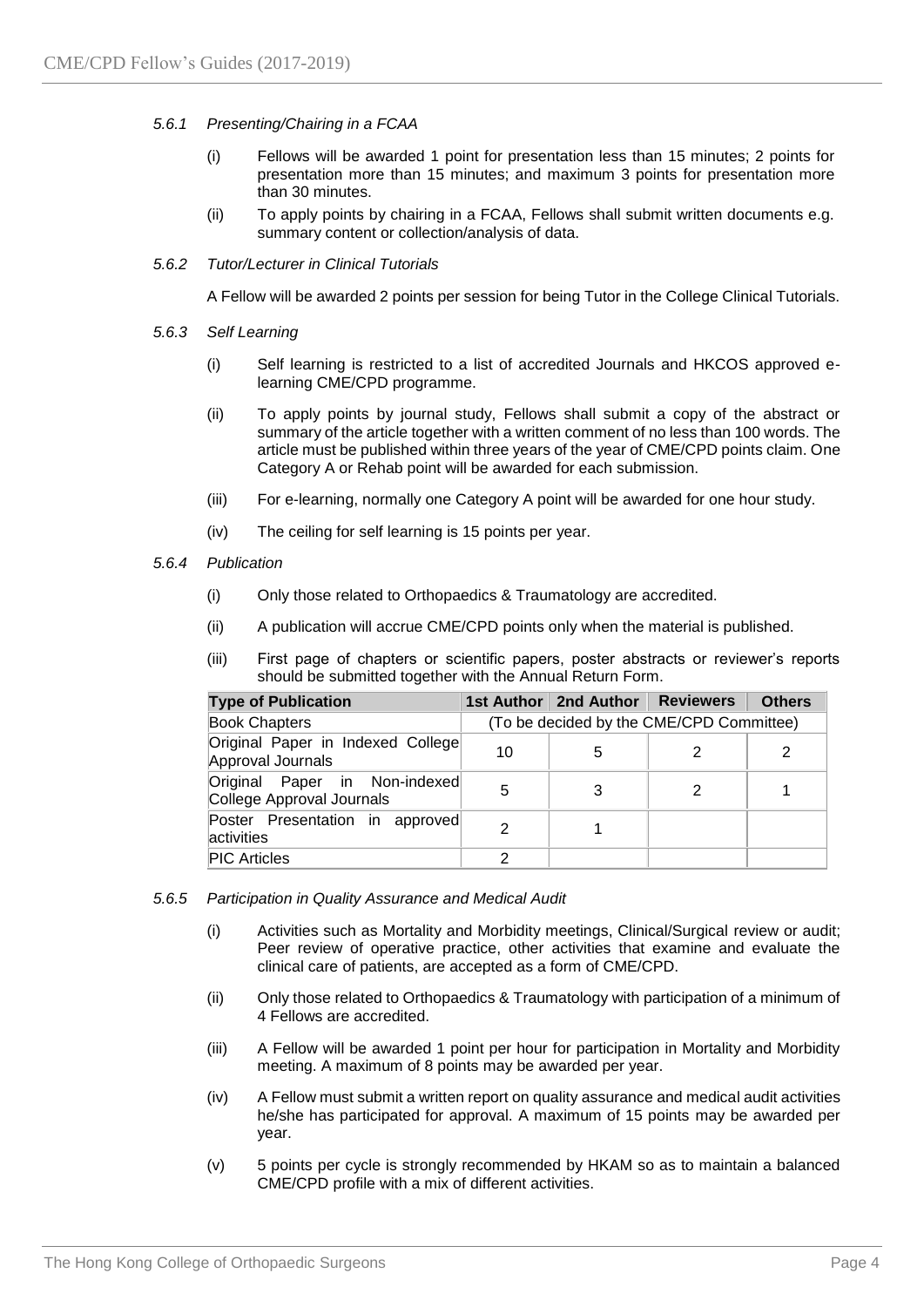#### *5.6.1 Presenting/Chairing in a FCAA*

(i) Fellows will be awarded 1 point for presentation less than 15 minutes; 2 points for presentation more than 15 minutes; and maximum 3 points for presentation more than 30 minutes.

(ii) To apply points by chairing in a FCAA, Fellows shall submit written documents e.g. summary content or collection/analysis of data.

#### *5.6.2 Tutor/Lecturer in Clinical Tutorials*

A Fellow will be awarded 2 points per session for being Tutor in the College Clinical Tutorials.

#### *5.6.3 Self Learning*

(i) Self learning is restricted to a list of accredited Journals and HKCOS approved e-learning CME/CPD programme.

(ii) To apply points by journal study, Fellows shall submit a copy of the abstract or summary of the article together with a written comment of no less than 100 words. The article must be published within three years of the year of CME/CPD points claim. One Category A or Rehab point will be awarded for each submission.

(iii) For e-learning, normally one Category A point will be awarded for one hour study.

(iv) The ceiling for self learning is 15 points per year.

#### *5.6.4 Publication*

(i) Only those related to Orthopaedics & Traumatology are accredited.

(ii) A publication will accrue CME/CPD points only when the material is published.

(iii) First page of chapters or scientific papers, poster abstracts or reviewer's reports should be submitted together with the Annual Return Form.

| Type of Publication | 1st Author | 2nd Author | Reviewers | Others |
|---|---|---|---|---|
| Book Chapters | (To be decided by the CME/CPD Committee) | | | |
| Original Paper in Indexed College Approval Journals | 10 | 5 | 2 | 2 |
| Original Paper in Non-indexed College Approval Journals | 5 | 3 | 2 | 1 |
| Poster Presentation in approved activities | 2 | 1 | | |
| PIC Articles | 2 | | | |

#### *5.6.5 Participation in Quality Assurance and Medical Audit*

(i) Activities such as Mortality and Morbidity meetings, Clinical/Surgical review or audit; Peer review of operative practice, other activities that examine and evaluate the clinical care of patients, are accepted as a form of CME/CPD.

(ii) Only those related to Orthopaedics & Traumatology with participation of a minimum of 4 Fellows are accredited.

(iii) A Fellow will be awarded 1 point per hour for participation in Mortality and Morbidity meeting. A maximum of 8 points may be awarded per year.

(iv) A Fellow must submit a written report on quality assurance and medical audit activities he/she has participated for approval. A maximum of 15 points may be awarded per year.

(v) 5 points per cycle is strongly recommended by HKAM so as to maintain a balanced CME/CPD profile with a mix of different activities.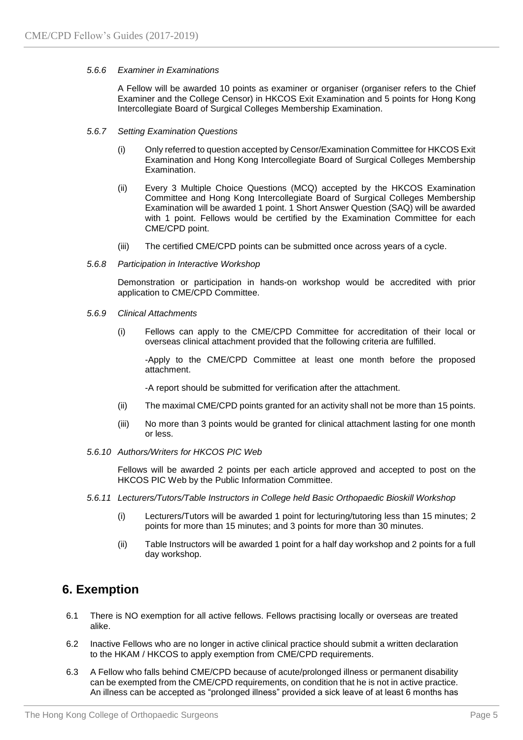#### *5.6.6 Examiner in Examinations*

A Fellow will be awarded 10 points as examiner or organiser (organiser refers to the Chief Examiner and the College Censor) in HKCOS Exit Examination and 5 points for Hong Kong Intercollegiate Board of Surgical Colleges Membership Examination.

#### *5.6.7 Setting Examination Questions*

(i) Only referred to question accepted by Censor/Examination Committee for HKCOS Exit Examination and Hong Kong Intercollegiate Board of Surgical Colleges Membership Examination.

(ii) Every 3 Multiple Choice Questions (MCQ) accepted by the HKCOS Examination Committee and Hong Kong Intercollegiate Board of Surgical Colleges Membership Examination will be awarded 1 point. 1 Short Answer Question (SAQ) will be awarded with 1 point. Fellows would be certified by the Examination Committee for each CME/CPD point.

(iii) The certified CME/CPD points can be submitted once across years of a cycle.

#### *5.6.8 Participation in Interactive Workshop*

Demonstration or participation in hands-on workshop would be accredited with prior application to CME/CPD Committee.

#### *5.6.9 Clinical Attachments*

(i) Fellows can apply to the CME/CPD Committee for accreditation of their local or overseas clinical attachment provided that the following criteria are fulfilled.

-Apply to the CME/CPD Committee at least one month before the proposed attachment.

-A report should be submitted for verification after the attachment.

(ii) The maximal CME/CPD points granted for an activity shall not be more than 15 points.

(iii) No more than 3 points would be granted for clinical attachment lasting for one month or less.

#### *5.6.10 Authors/Writers for HKCOS PIC Web*

Fellows will be awarded 2 points per each article approved and accepted to post on the HKCOS PIC Web by the Public Information Committee.

#### *5.6.11 Lecturers/Tutors/Table Instructors in College held Basic Orthopaedic Bioskill Workshop*

(i) Lecturers/Tutors will be awarded 1 point for lecturing/tutoring less than 15 minutes; 2 points for more than 15 minutes; and 3 points for more than 30 minutes.

(ii) Table Instructors will be awarded 1 point for a half day workshop and 2 points for a full day workshop.

## 6. Exemption

6.1 There is NO exemption for all active fellows. Fellows practising locally or overseas are treated alike.

6.2 Inactive Fellows who are no longer in active clinical practice should submit a written declaration to the HKAM / HKCOS to apply exemption from CME/CPD requirements.

6.3 A Fellow who falls behind CME/CPD because of acute/prolonged illness or permanent disability can be exempted from the CME/CPD requirements, on condition that he is not in active practice. An illness can be accepted as "prolonged illness" provided a sick leave of at least 6 months has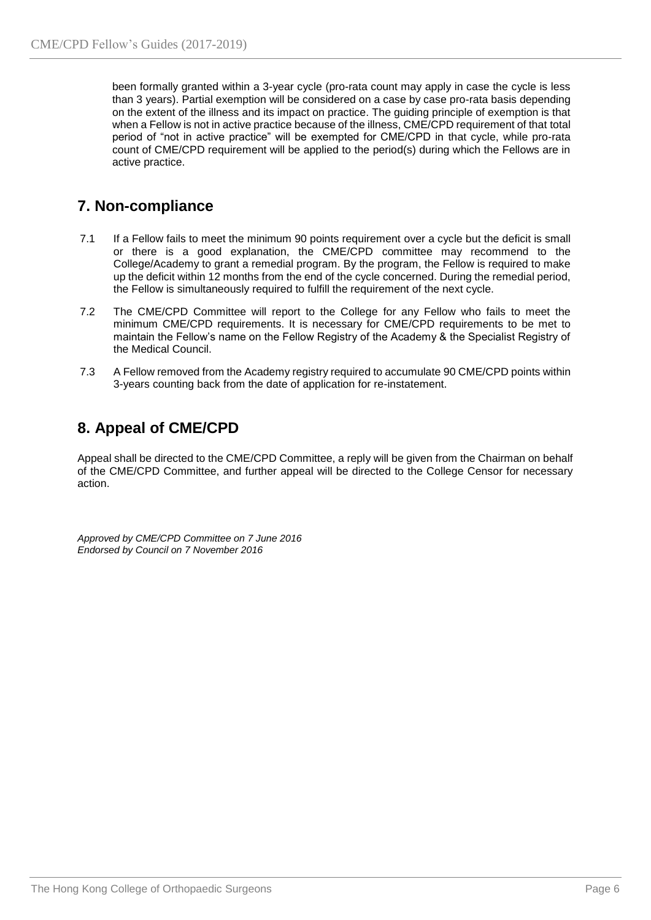been formally granted within a 3-year cycle (pro-rata count may apply in case the cycle is less than 3 years). Partial exemption will be considered on a case by case pro-rata basis depending on the extent of the illness and its impact on practice. The guiding principle of exemption is that when a Fellow is not in active practice because of the illness, CME/CPD requirement of that total period of "not in active practice" will be exempted for CME/CPD in that cycle, while pro-rata count of CME/CPD requirement will be applied to the period(s) during which the Fellows are in active practice.

## 7. Non-compliance

7.1 If a Fellow fails to meet the minimum 90 points requirement over a cycle but the deficit is small or there is a good explanation, the CME/CPD committee may recommend to the College/Academy to grant a remedial program. By the program, the Fellow is required to make up the deficit within 12 months from the end of the cycle concerned. During the remedial period, the Fellow is simultaneously required to fulfill the requirement of the next cycle.

7.2 The CME/CPD Committee will report to the College for any Fellow who fails to meet the minimum CME/CPD requirements. It is necessary for CME/CPD requirements to be met to maintain the Fellow's name on the Fellow Registry of the Academy & the Specialist Registry of the Medical Council.

7.3 A Fellow removed from the Academy registry required to accumulate 90 CME/CPD points within 3-years counting back from the date of application for re-instatement.

## 8. Appeal of CME/CPD

Appeal shall be directed to the CME/CPD Committee, a reply will be given from the Chairman on behalf of the CME/CPD Committee, and further appeal will be directed to the College Censor for necessary action.

*Approved by CME/CPD Committee on 7 June 2016*
*Endorsed by Council on 7 November 2016*